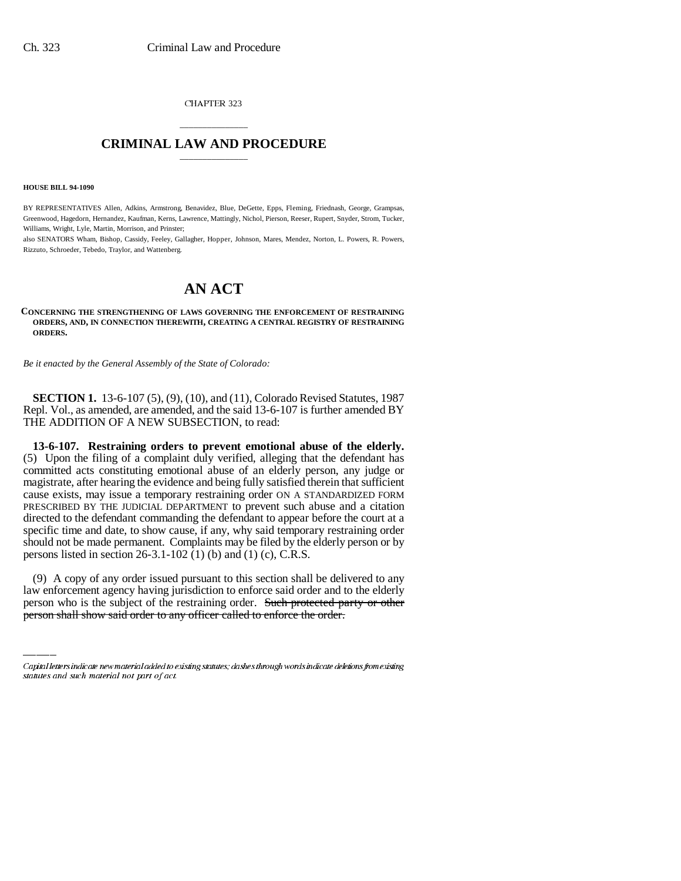CHAPTER 323

# CRIMINAL LAW AND PROCEDURE

**HOUSE BILL 94-1090**

BY REPRESENTATIVES Allen, Adkins, Armstrong, Benavidez, Blue, DeGette, Epps, Fleming, Friednash, George, Grampsas, Greenwood, Hagedorn, Hernandez, Kaufman, Kerns, Lawrence, Mattingly, Nichol, Pierson, Reeser, Rupert, Snyder, Strom, Tucker, Williams, Wright, Lyle, Martin, Morrison, and Prinster;

also SENATORS Wham, Bishop, Cassidy, Feeley, Gallagher, Hopper, Johnson, Mares, Mendez, Norton, L. Powers, R. Powers, Rizzuto, Schroeder, Tebedo, Traylor, and Wattenberg.

# AN ACT

**CONCERNING THE STRENGTHENING OF LAWS GOVERNING THE ENFORCEMENT OF RESTRAINING ORDERS, AND, IN CONNECTION THEREWITH, CREATING A CENTRAL REGISTRY OF RESTRAINING ORDERS.**

*Be it enacted by the General Assembly of the State of Colorado:*

**SECTION 1.** 13-6-107 (5), (9), (10), and (11), Colorado Revised Statutes, 1987 Repl. Vol., as amended, are amended, and the said 13-6-107 is further amended BY THE ADDITION OF A NEW SUBSECTION, to read:

**13-6-107. Restraining orders to prevent emotional abuse of the elderly.** (5) Upon the filing of a complaint duly verified, alleging that the defendant has committed acts constituting emotional abuse of an elderly person, any judge or magistrate, after hearing the evidence and being fully satisfied therein that sufficient cause exists, may issue a temporary restraining order ON A STANDARDIZED FORM PRESCRIBED BY THE JUDICIAL DEPARTMENT to prevent such abuse and a citation directed to the defendant commanding the defendant to appear before the court at a specific time and date, to show cause, if any, why said temporary restraining order should not be made permanent. Complaints may be filed by the elderly person or by persons listed in section 26-3.1-102 (1) (b) and (1) (c), C.R.S.

(9) A copy of any order issued pursuant to this section shall be delivered to any law enforcement agency having jurisdiction to enforce said order and to the elderly person who is the subject of the restraining order. ~~Such protected party or other person shall show said order to any officer called to enforce the order.~~

Capital letters indicate new material added to existing statutes; dashes through words indicate deletions from existing statutes and such material not part of act.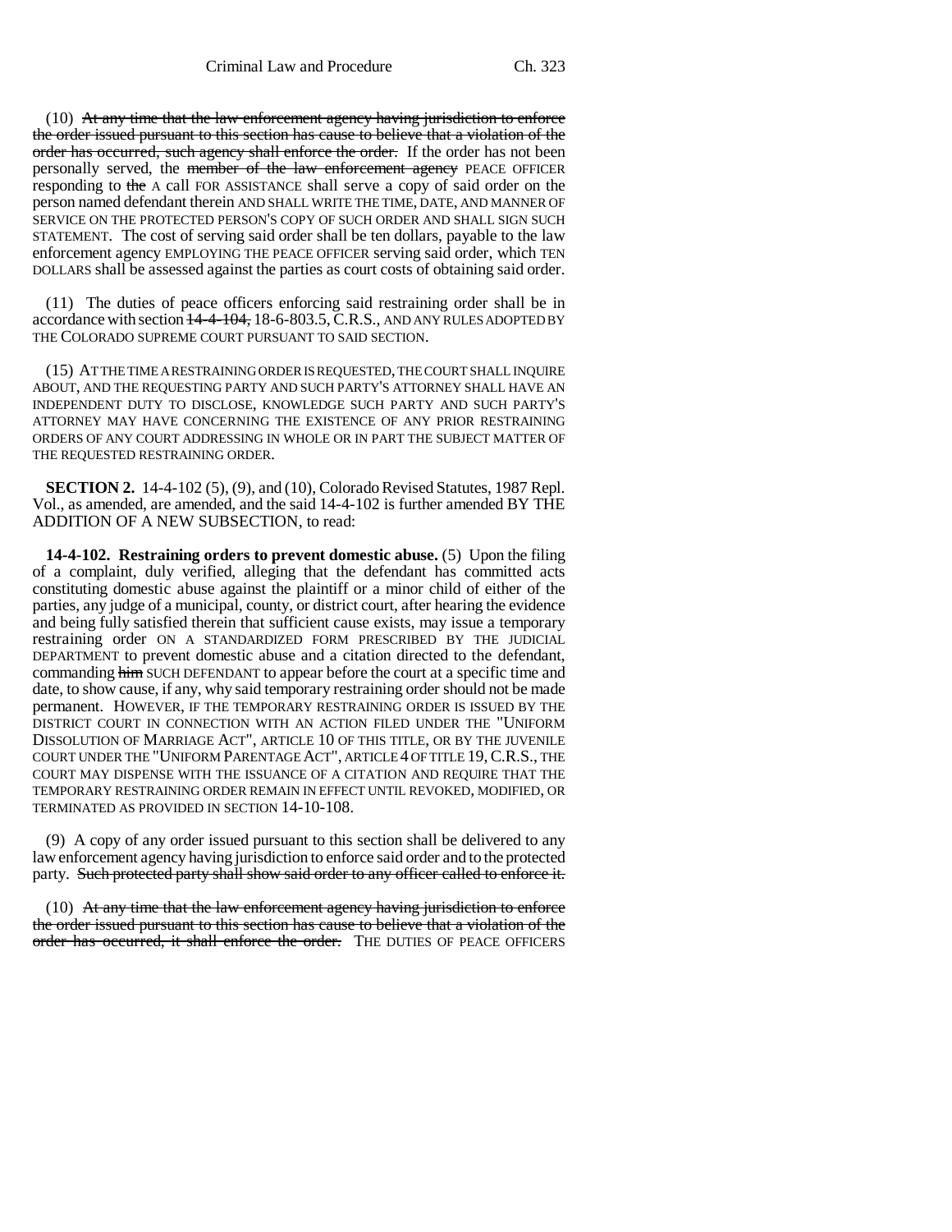(10) ~~At any time that the law enforcement agency having jurisdiction to enforce the order issued pursuant to this section has cause to believe that a violation of the order has occurred, such agency shall enforce the order.~~ If the order has not been personally served, the ~~member of the law enforcement agency~~ PEACE OFFICER responding to ~~the~~ A call FOR ASSISTANCE shall serve a copy of said order on the person named defendant therein AND SHALL WRITE THE TIME, DATE, AND MANNER OF SERVICE ON THE PROTECTED PERSON'S COPY OF SUCH ORDER AND SHALL SIGN SUCH STATEMENT. The cost of serving said order shall be ten dollars, payable to the law enforcement agency EMPLOYING THE PEACE OFFICER serving said order, which TEN DOLLARS shall be assessed against the parties as court costs of obtaining said order.

(11) The duties of peace officers enforcing said restraining order shall be in accordance with section ~~14-4-104,~~ 18-6-803.5, C.R.S., AND ANY RULES ADOPTED BY THE COLORADO SUPREME COURT PURSUANT TO SAID SECTION.

(15) AT THE TIME A RESTRAINING ORDER IS REQUESTED, THE COURT SHALL INQUIRE ABOUT, AND THE REQUESTING PARTY AND SUCH PARTY'S ATTORNEY SHALL HAVE AN INDEPENDENT DUTY TO DISCLOSE, KNOWLEDGE SUCH PARTY AND SUCH PARTY'S ATTORNEY MAY HAVE CONCERNING THE EXISTENCE OF ANY PRIOR RESTRAINING ORDERS OF ANY COURT ADDRESSING IN WHOLE OR IN PART THE SUBJECT MATTER OF THE REQUESTED RESTRAINING ORDER.

**SECTION 2.** 14-4-102 (5), (9), and (10), Colorado Revised Statutes, 1987 Repl. Vol., as amended, are amended, and the said 14-4-102 is further amended BY THE ADDITION OF A NEW SUBSECTION, to read:

**14-4-102. Restraining orders to prevent domestic abuse.** (5) Upon the filing of a complaint, duly verified, alleging that the defendant has committed acts constituting domestic abuse against the plaintiff or a minor child of either of the parties, any judge of a municipal, county, or district court, after hearing the evidence and being fully satisfied therein that sufficient cause exists, may issue a temporary restraining order ON A STANDARDIZED FORM PRESCRIBED BY THE JUDICIAL DEPARTMENT to prevent domestic abuse and a citation directed to the defendant, commanding ~~him~~ SUCH DEFENDANT to appear before the court at a specific time and date, to show cause, if any, why said temporary restraining order should not be made permanent. HOWEVER, IF THE TEMPORARY RESTRAINING ORDER IS ISSUED BY THE DISTRICT COURT IN CONNECTION WITH AN ACTION FILED UNDER THE "UNIFORM DISSOLUTION OF MARRIAGE ACT", ARTICLE 10 OF THIS TITLE, OR BY THE JUVENILE COURT UNDER THE "UNIFORM PARENTAGE ACT", ARTICLE 4 OF TITLE 19, C.R.S., THE COURT MAY DISPENSE WITH THE ISSUANCE OF A CITATION AND REQUIRE THAT THE TEMPORARY RESTRAINING ORDER REMAIN IN EFFECT UNTIL REVOKED, MODIFIED, OR TERMINATED AS PROVIDED IN SECTION 14-10-108.

(9) A copy of any order issued pursuant to this section shall be delivered to any law enforcement agency having jurisdiction to enforce said order and to the protected party. ~~Such protected party shall show said order to any officer called to enforce it.~~

(10) ~~At any time that the law enforcement agency having jurisdiction to enforce the order issued pursuant to this section has cause to believe that a violation of the order has occurred, it shall enforce the order.~~ THE DUTIES OF PEACE OFFICERS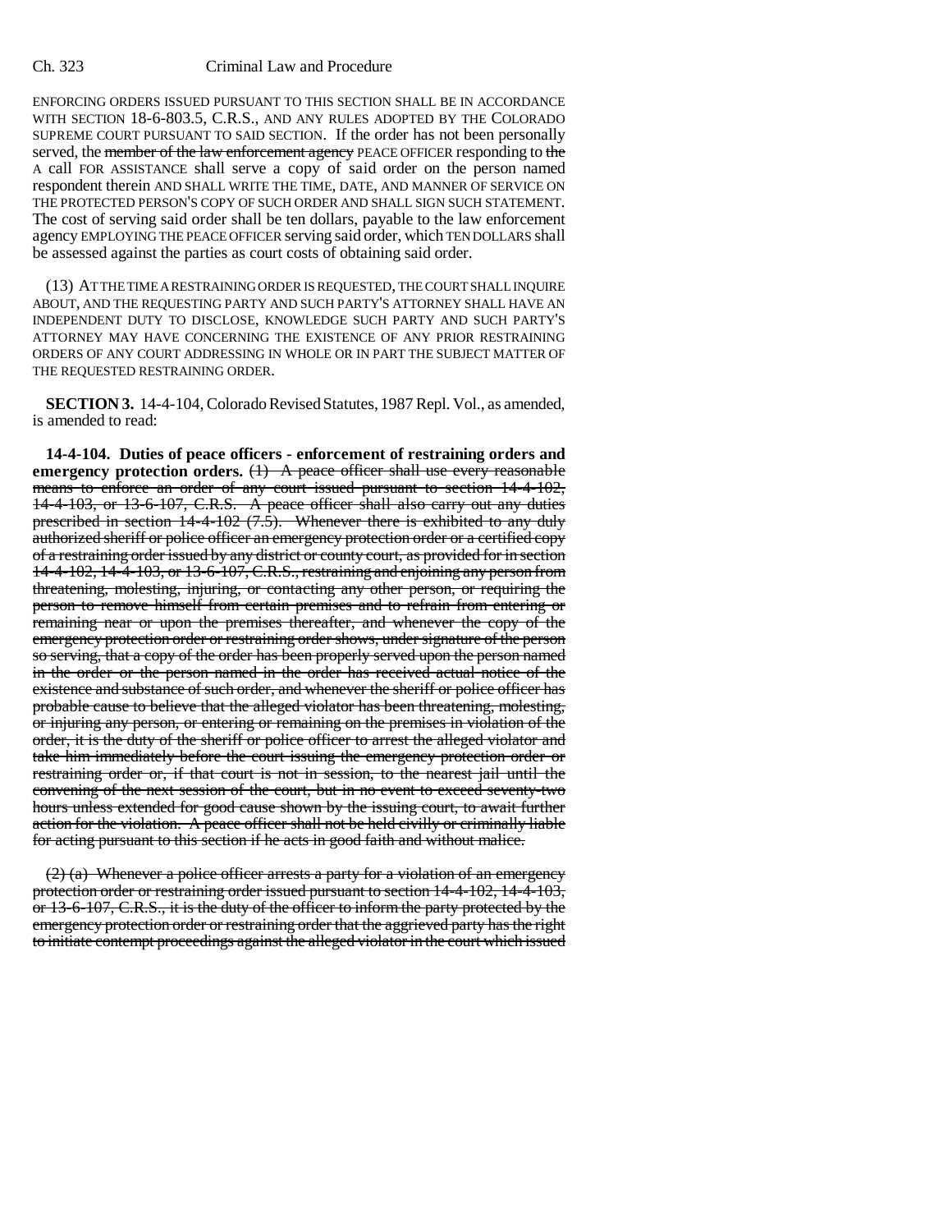ENFORCING ORDERS ISSUED PURSUANT TO THIS SECTION SHALL BE IN ACCORDANCE WITH SECTION 18-6-803.5, C.R.S., AND ANY RULES ADOPTED BY THE COLORADO SUPREME COURT PURSUANT TO SAID SECTION. If the order has not been personally served, the ~~member of the law enforcement agency~~ PEACE OFFICER responding to ~~the~~ A call FOR ASSISTANCE shall serve a copy of said order on the person named respondent therein AND SHALL WRITE THE TIME, DATE, AND MANNER OF SERVICE ON THE PROTECTED PERSON'S COPY OF SUCH ORDER AND SHALL SIGN SUCH STATEMENT. The cost of serving said order shall be ten dollars, payable to the law enforcement agency EMPLOYING THE PEACE OFFICER serving said order, which TEN DOLLARS shall be assessed against the parties as court costs of obtaining said order.

(13) AT THE TIME A RESTRAINING ORDER IS REQUESTED, THE COURT SHALL INQUIRE ABOUT, AND THE REQUESTING PARTY AND SUCH PARTY'S ATTORNEY SHALL HAVE AN INDEPENDENT DUTY TO DISCLOSE, KNOWLEDGE SUCH PARTY AND SUCH PARTY'S ATTORNEY MAY HAVE CONCERNING THE EXISTENCE OF ANY PRIOR RESTRAINING ORDERS OF ANY COURT ADDRESSING IN WHOLE OR IN PART THE SUBJECT MATTER OF THE REQUESTED RESTRAINING ORDER.

**SECTION 3.** 14-4-104, Colorado Revised Statutes, 1987 Repl. Vol., as amended, is amended to read:

**14-4-104. Duties of peace officers - enforcement of restraining orders and emergency protection orders.** ~~(1) A peace officer shall use every reasonable means to enforce an order of any court issued pursuant to section 14-4-102, 14-4-103, or 13-6-107, C.R.S. A peace officer shall also carry out any duties prescribed in section 14-4-102 (7.5). Whenever there is exhibited to any duly authorized sheriff or police officer an emergency protection order or a certified copy of a restraining order issued by any district or county court, as provided for in section 14-4-102, 14-4-103, or 13-6-107, C.R.S., restraining and enjoining any person from threatening, molesting, injuring, or contacting any other person, or requiring the person to remove himself from certain premises and to refrain from entering or remaining near or upon the premises thereafter, and whenever the copy of the emergency protection order or restraining order shows, under signature of the person so serving, that a copy of the order has been properly served upon the person named in the order or the person named in the order has received actual notice of the existence and substance of such order, and whenever the sheriff or police officer has probable cause to believe that the alleged violator has been threatening, molesting, or injuring any person, or entering or remaining on the premises in violation of the order, it is the duty of the sheriff or police officer to arrest the alleged violator and take him immediately before the court issuing the emergency protection order or restraining order or, if that court is not in session, to the nearest jail until the convening of the next session of the court, but in no event to exceed seventy-two hours unless extended for good cause shown by the issuing court, to await further action for the violation. A peace officer shall not be held civilly or criminally liable for acting pursuant to this section if he acts in good faith and without malice.~~

~~(2) (a) Whenever a police officer arrests a party for a violation of an emergency protection order or restraining order issued pursuant to section 14-4-102, 14-4-103, or 13-6-107, C.R.S., it is the duty of the officer to inform the party protected by the emergency protection order or restraining order that the aggrieved party has the right to initiate contempt proceedings against the alleged violator in the court which issued~~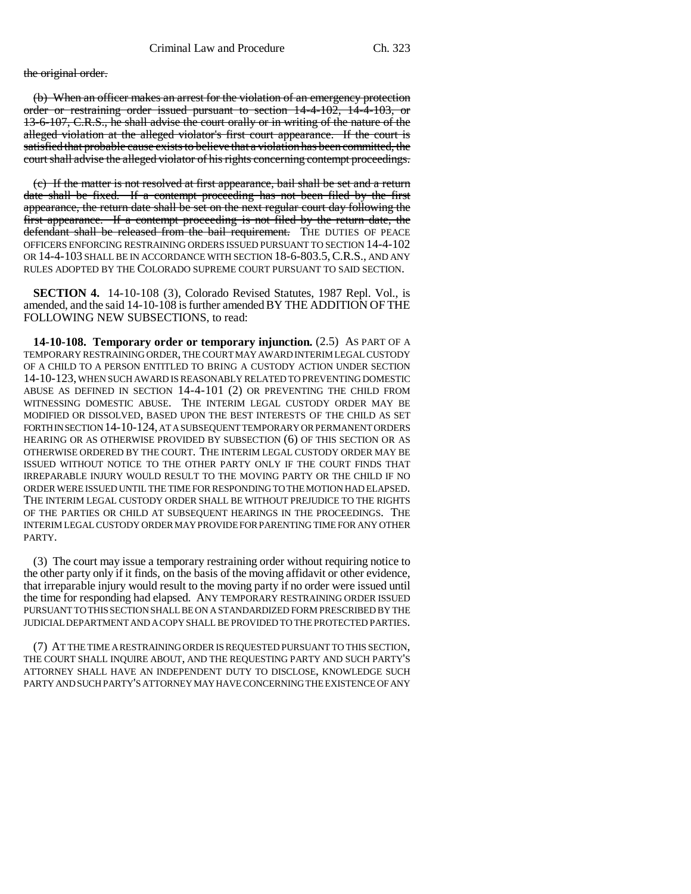the original order.

(b) When an officer makes an arrest for the violation of an emergency protection order or restraining order issued pursuant to section 14-4-102, 14-4-103, or 13-6-107, C.R.S., he shall advise the court orally or in writing of the nature of the alleged violation at the alleged violator's first court appearance. If the court is satisfied that probable cause exists to believe that a violation has been committed, the court shall advise the alleged violator of his rights concerning contempt proceedings.

(c) If the matter is not resolved at first appearance, bail shall be set and a return date shall be fixed. If a contempt proceeding has not been filed by the first appearance, the return date shall be set on the next regular court day following the first appearance. If a contempt proceeding is not filed by the return date, the defendant shall be released from the bail requirement. THE DUTIES OF PEACE OFFICERS ENFORCING RESTRAINING ORDERS ISSUED PURSUANT TO SECTION 14-4-102 OR 14-4-103 SHALL BE IN ACCORDANCE WITH SECTION 18-6-803.5, C.R.S., AND ANY RULES ADOPTED BY THE COLORADO SUPREME COURT PURSUANT TO SAID SECTION.

**SECTION 4.** 14-10-108 (3), Colorado Revised Statutes, 1987 Repl. Vol., is amended, and the said 14-10-108 is further amended BY THE ADDITION OF THE FOLLOWING NEW SUBSECTIONS, to read:

**14-10-108. Temporary order or temporary injunction.** (2.5) AS PART OF A TEMPORARY RESTRAINING ORDER, THE COURT MAY AWARD INTERIM LEGAL CUSTODY OF A CHILD TO A PERSON ENTITLED TO BRING A CUSTODY ACTION UNDER SECTION 14-10-123, WHEN SUCH AWARD IS REASONABLY RELATED TO PREVENTING DOMESTIC ABUSE AS DEFINED IN SECTION 14-4-101 (2) OR PREVENTING THE CHILD FROM WITNESSING DOMESTIC ABUSE. THE INTERIM LEGAL CUSTODY ORDER MAY BE MODIFIED OR DISSOLVED, BASED UPON THE BEST INTERESTS OF THE CHILD AS SET FORTH IN SECTION 14-10-124, AT A SUBSEQUENT TEMPORARY OR PERMANENT ORDERS HEARING OR AS OTHERWISE PROVIDED BY SUBSECTION (6) OF THIS SECTION OR AS OTHERWISE ORDERED BY THE COURT. THE INTERIM LEGAL CUSTODY ORDER MAY BE ISSUED WITHOUT NOTICE TO THE OTHER PARTY ONLY IF THE COURT FINDS THAT IRREPARABLE INJURY WOULD RESULT TO THE MOVING PARTY OR THE CHILD IF NO ORDER WERE ISSUED UNTIL THE TIME FOR RESPONDING TO THE MOTION HAD ELAPSED. THE INTERIM LEGAL CUSTODY ORDER SHALL BE WITHOUT PREJUDICE TO THE RIGHTS OF THE PARTIES OR CHILD AT SUBSEQUENT HEARINGS IN THE PROCEEDINGS. THE INTERIM LEGAL CUSTODY ORDER MAY PROVIDE FOR PARENTING TIME FOR ANY OTHER PARTY.

(3) The court may issue a temporary restraining order without requiring notice to the other party only if it finds, on the basis of the moving affidavit or other evidence, that irreparable injury would result to the moving party if no order were issued until the time for responding had elapsed. ANY TEMPORARY RESTRAINING ORDER ISSUED PURSUANT TO THIS SECTION SHALL BE ON A STANDARDIZED FORM PRESCRIBED BY THE JUDICIAL DEPARTMENT AND A COPY SHALL BE PROVIDED TO THE PROTECTED PARTIES.

(7) AT THE TIME A RESTRAINING ORDER IS REQUESTED PURSUANT TO THIS SECTION, THE COURT SHALL INQUIRE ABOUT, AND THE REQUESTING PARTY AND SUCH PARTY'S ATTORNEY SHALL HAVE AN INDEPENDENT DUTY TO DISCLOSE, KNOWLEDGE SUCH PARTY AND SUCH PARTY'S ATTORNEY MAY HAVE CONCERNING THE EXISTENCE OF ANY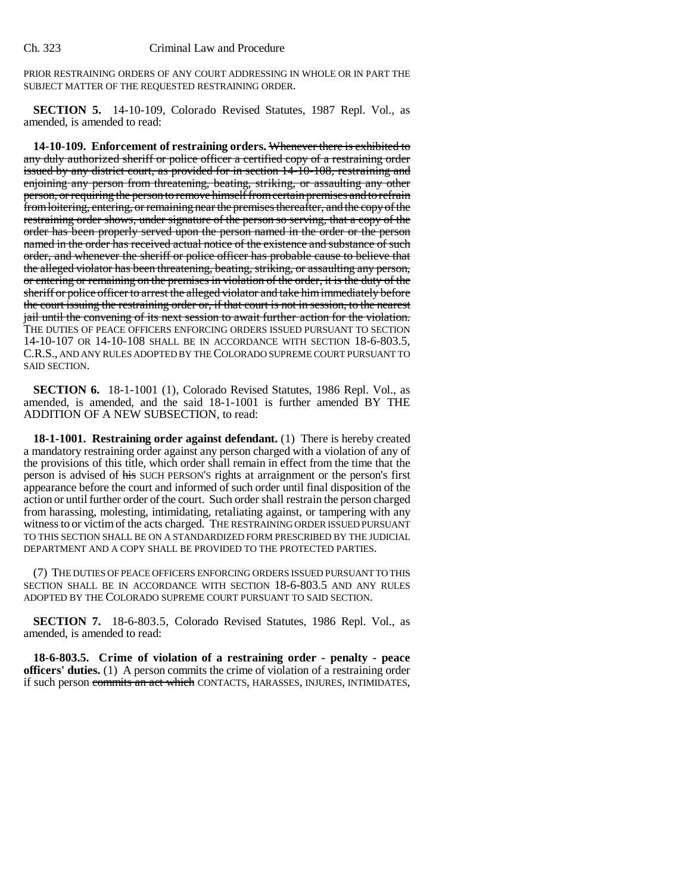PRIOR RESTRAINING ORDERS OF ANY COURT ADDRESSING IN WHOLE OR IN PART THE SUBJECT MATTER OF THE REQUESTED RESTRAINING ORDER.

**SECTION 5.** 14-10-109, Colorado Revised Statutes, 1987 Repl. Vol., as amended, is amended to read:

**14-10-109. Enforcement of restraining orders.** ~~Whenever there is exhibited to any duly authorized sheriff or police officer a certified copy of a restraining order issued by any district court, as provided for in section 14-10-108, restraining and enjoining any person from threatening, beating, striking, or assaulting any other person, or requiring the person to remove himself from certain premises and to refrain from loitering, entering, or remaining near the premises thereafter, and the copy of the restraining order shows, under signature of the person so serving, that a copy of the order has been properly served upon the person named in the order or the person named in the order has received actual notice of the existence and substance of such order, and whenever the sheriff or police officer has probable cause to believe that the alleged violator has been threatening, beating, striking, or assaulting any person, or entering or remaining on the premises in violation of the order, it is the duty of the sheriff or police officer to arrest the alleged violator and take him immediately before the court issuing the restraining order or, if that court is not in session, to the nearest jail until the convening of its next session to await further action for the violation.~~ THE DUTIES OF PEACE OFFICERS ENFORCING ORDERS ISSUED PURSUANT TO SECTION 14-10-107 OR 14-10-108 SHALL BE IN ACCORDANCE WITH SECTION 18-6-803.5, C.R.S., AND ANY RULES ADOPTED BY THE COLORADO SUPREME COURT PURSUANT TO SAID SECTION.

**SECTION 6.** 18-1-1001 (1), Colorado Revised Statutes, 1986 Repl. Vol., as amended, is amended, and the said 18-1-1001 is further amended BY THE ADDITION OF A NEW SUBSECTION, to read:

**18-1-1001. Restraining order against defendant.** (1) There is hereby created a mandatory restraining order against any person charged with a violation of any of the provisions of this title, which order shall remain in effect from the time that the person is advised of ~~his~~ SUCH PERSON'S rights at arraignment or the person's first appearance before the court and informed of such order until final disposition of the action or until further order of the court. Such order shall restrain the person charged from harassing, molesting, intimidating, retaliating against, or tampering with any witness to or victim of the acts charged. THE RESTRAINING ORDER ISSUED PURSUANT TO THIS SECTION SHALL BE ON A STANDARDIZED FORM PRESCRIBED BY THE JUDICIAL DEPARTMENT AND A COPY SHALL BE PROVIDED TO THE PROTECTED PARTIES.

(7) THE DUTIES OF PEACE OFFICERS ENFORCING ORDERS ISSUED PURSUANT TO THIS SECTION SHALL BE IN ACCORDANCE WITH SECTION 18-6-803.5 AND ANY RULES ADOPTED BY THE COLORADO SUPREME COURT PURSUANT TO SAID SECTION.

**SECTION 7.** 18-6-803.5, Colorado Revised Statutes, 1986 Repl. Vol., as amended, is amended to read:

**18-6-803.5. Crime of violation of a restraining order - penalty - peace officers' duties.** (1) A person commits the crime of violation of a restraining order if such person ~~commits an act which~~ CONTACTS, HARASSES, INJURES, INTIMIDATES,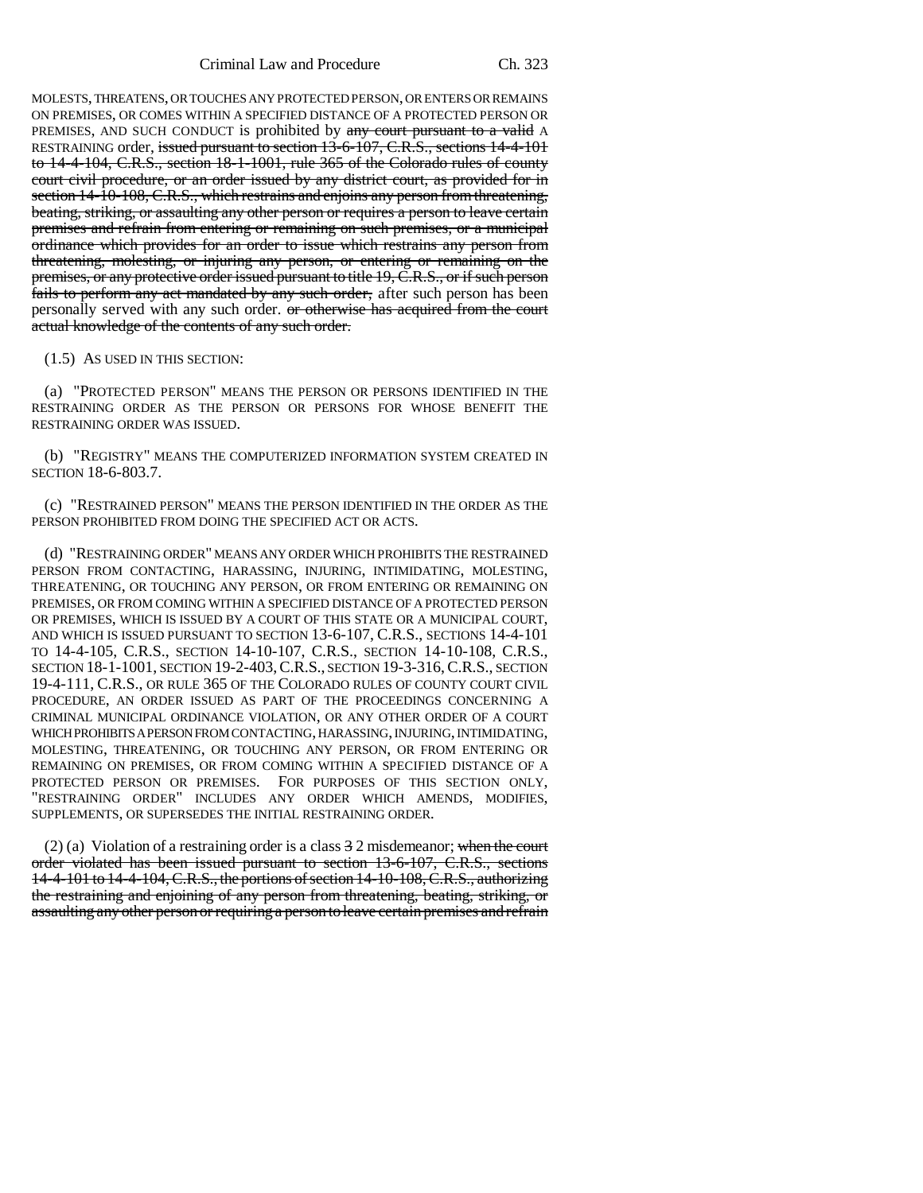MOLESTS, THREATENS, OR TOUCHES ANY PROTECTED PERSON, OR ENTERS OR REMAINS ON PREMISES, OR COMES WITHIN A SPECIFIED DISTANCE OF A PROTECTED PERSON OR PREMISES, AND SUCH CONDUCT is prohibited by ~~any court pursuant to a valid~~ A RESTRAINING order, ~~issued pursuant to section 13-6-107, C.R.S., sections 14-4-101 to 14-4-104, C.R.S., section 18-1-1001, rule 365 of the Colorado rules of county court civil procedure, or an order issued by any district court, as provided for in section 14-10-108, C.R.S., which restrains and enjoins any person from threatening, beating, striking, or assaulting any other person or requires a person to leave certain premises and refrain from entering or remaining on such premises, or a municipal ordinance which provides for an order to issue which restrains any person from threatening, molesting, or injuring any person, or entering or remaining on the premises, or any protective order issued pursuant to title 19, C.R.S., or if such person fails to perform any act mandated by any such order,~~ after such person has been personally served with any such order. ~~or otherwise has acquired from the court actual knowledge of the contents of any such order.~~

(1.5) AS USED IN THIS SECTION:

(a) "PROTECTED PERSON" MEANS THE PERSON OR PERSONS IDENTIFIED IN THE RESTRAINING ORDER AS THE PERSON OR PERSONS FOR WHOSE BENEFIT THE RESTRAINING ORDER WAS ISSUED.

(b) "REGISTRY" MEANS THE COMPUTERIZED INFORMATION SYSTEM CREATED IN SECTION 18-6-803.7.

(c) "RESTRAINED PERSON" MEANS THE PERSON IDENTIFIED IN THE ORDER AS THE PERSON PROHIBITED FROM DOING THE SPECIFIED ACT OR ACTS.

(d) "RESTRAINING ORDER" MEANS ANY ORDER WHICH PROHIBITS THE RESTRAINED PERSON FROM CONTACTING, HARASSING, INJURING, INTIMIDATING, MOLESTING, THREATENING, OR TOUCHING ANY PERSON, OR FROM ENTERING OR REMAINING ON PREMISES, OR FROM COMING WITHIN A SPECIFIED DISTANCE OF A PROTECTED PERSON OR PREMISES, WHICH IS ISSUED BY A COURT OF THIS STATE OR A MUNICIPAL COURT, AND WHICH IS ISSUED PURSUANT TO SECTION 13-6-107, C.R.S., SECTIONS 14-4-101 TO 14-4-105, C.R.S., SECTION 14-10-107, C.R.S., SECTION 14-10-108, C.R.S., SECTION 18-1-1001, SECTION 19-2-403, C.R.S., SECTION 19-3-316, C.R.S., SECTION 19-4-111, C.R.S., OR RULE 365 OF THE COLORADO RULES OF COUNTY COURT CIVIL PROCEDURE, AN ORDER ISSUED AS PART OF THE PROCEEDINGS CONCERNING A CRIMINAL MUNICIPAL ORDINANCE VIOLATION, OR ANY OTHER ORDER OF A COURT WHICH PROHIBITS A PERSON FROM CONTACTING, HARASSING, INJURING, INTIMIDATING, MOLESTING, THREATENING, OR TOUCHING ANY PERSON, OR FROM ENTERING OR REMAINING ON PREMISES, OR FROM COMING WITHIN A SPECIFIED DISTANCE OF A PROTECTED PERSON OR PREMISES. FOR PURPOSES OF THIS SECTION ONLY, "RESTRAINING ORDER" INCLUDES ANY ORDER WHICH AMENDS, MODIFIES, SUPPLEMENTS, OR SUPERSEDES THE INITIAL RESTRAINING ORDER.

(2) (a) Violation of a restraining order is a class ~~3~~ 2 misdemeanor; ~~when the court order violated has been issued pursuant to section 13-6-107, C.R.S., sections 14-4-101 to 14-4-104, C.R.S., the portions of section 14-10-108, C.R.S., authorizing the restraining and enjoining of any person from threatening, beating, striking, or assaulting any other person or requiring a person to leave certain premises and refrain~~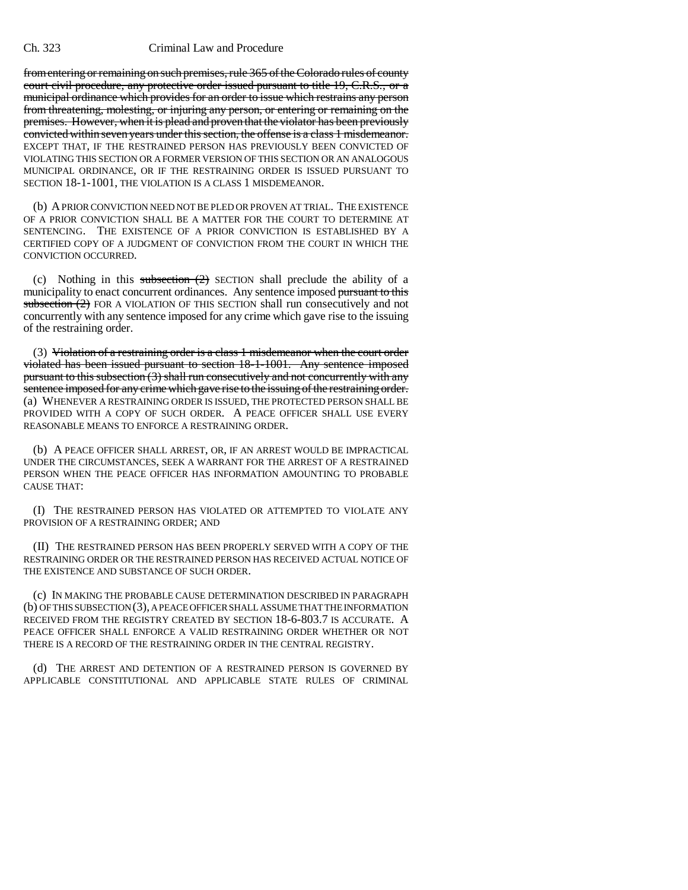from entering or remaining on such premises, rule 365 of the Colorado rules of county court civil procedure, any protective order issued pursuant to title 19, C.R.S., or a municipal ordinance which provides for an order to issue which restrains any person from threatening, molesting, or injuring any person, or entering or remaining on the premises. However, when it is plead and proven that the violator has been previously convicted within seven years under this section, the offense is a class 1 misdemeanor. EXCEPT THAT, IF THE RESTRAINED PERSON HAS PREVIOUSLY BEEN CONVICTED OF VIOLATING THIS SECTION OR A FORMER VERSION OF THIS SECTION OR AN ANALOGOUS MUNICIPAL ORDINANCE, OR IF THE RESTRAINING ORDER IS ISSUED PURSUANT TO SECTION 18-1-1001, THE VIOLATION IS A CLASS 1 MISDEMEANOR.

(b) A PRIOR CONVICTION NEED NOT BE PLED OR PROVEN AT TRIAL. THE EXISTENCE OF A PRIOR CONVICTION SHALL BE A MATTER FOR THE COURT TO DETERMINE AT SENTENCING. THE EXISTENCE OF A PRIOR CONVICTION IS ESTABLISHED BY A CERTIFIED COPY OF A JUDGMENT OF CONVICTION FROM THE COURT IN WHICH THE CONVICTION OCCURRED.

(c) Nothing in this subsection (2) SECTION shall preclude the ability of a municipality to enact concurrent ordinances. Any sentence imposed pursuant to this subsection (2) FOR A VIOLATION OF THIS SECTION shall run consecutively and not concurrently with any sentence imposed for any crime which gave rise to the issuing of the restraining order.

(3) Violation of a restraining order is a class 1 misdemeanor when the court order violated has been issued pursuant to section 18-1-1001. Any sentence imposed pursuant to this subsection (3) shall run consecutively and not concurrently with any sentence imposed for any crime which gave rise to the issuing of the restraining order. (a) WHENEVER A RESTRAINING ORDER IS ISSUED, THE PROTECTED PERSON SHALL BE PROVIDED WITH A COPY OF SUCH ORDER. A PEACE OFFICER SHALL USE EVERY REASONABLE MEANS TO ENFORCE A RESTRAINING ORDER.

(b) A PEACE OFFICER SHALL ARREST, OR, IF AN ARREST WOULD BE IMPRACTICAL UNDER THE CIRCUMSTANCES, SEEK A WARRANT FOR THE ARREST OF A RESTRAINED PERSON WHEN THE PEACE OFFICER HAS INFORMATION AMOUNTING TO PROBABLE CAUSE THAT:

(I) THE RESTRAINED PERSON HAS VIOLATED OR ATTEMPTED TO VIOLATE ANY PROVISION OF A RESTRAINING ORDER; AND

(II) THE RESTRAINED PERSON HAS BEEN PROPERLY SERVED WITH A COPY OF THE RESTRAINING ORDER OR THE RESTRAINED PERSON HAS RECEIVED ACTUAL NOTICE OF THE EXISTENCE AND SUBSTANCE OF SUCH ORDER.

(c) IN MAKING THE PROBABLE CAUSE DETERMINATION DESCRIBED IN PARAGRAPH (b) OF THIS SUBSECTION (3), A PEACE OFFICER SHALL ASSUME THAT THE INFORMATION RECEIVED FROM THE REGISTRY CREATED BY SECTION 18-6-803.7 IS ACCURATE. A PEACE OFFICER SHALL ENFORCE A VALID RESTRAINING ORDER WHETHER OR NOT THERE IS A RECORD OF THE RESTRAINING ORDER IN THE CENTRAL REGISTRY.

(d) THE ARREST AND DETENTION OF A RESTRAINED PERSON IS GOVERNED BY APPLICABLE CONSTITUTIONAL AND APPLICABLE STATE RULES OF CRIMINAL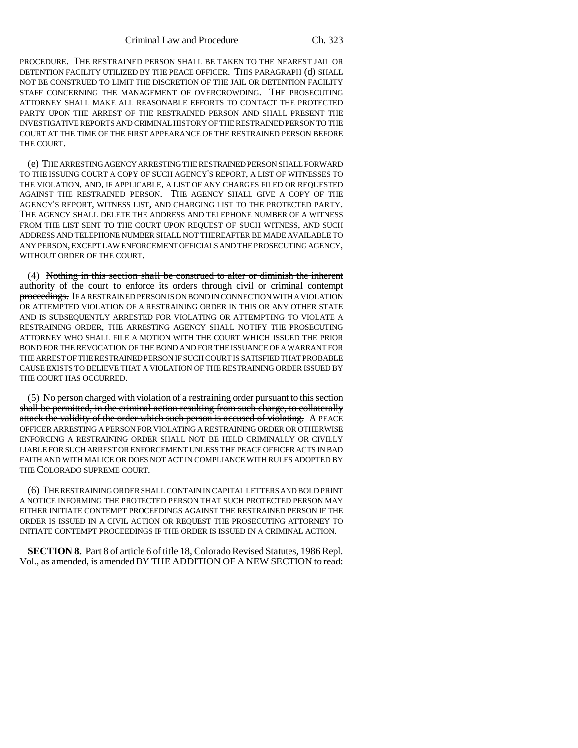PROCEDURE. THE RESTRAINED PERSON SHALL BE TAKEN TO THE NEAREST JAIL OR DETENTION FACILITY UTILIZED BY THE PEACE OFFICER. THIS PARAGRAPH (d) SHALL NOT BE CONSTRUED TO LIMIT THE DISCRETION OF THE JAIL OR DETENTION FACILITY STAFF CONCERNING THE MANAGEMENT OF OVERCROWDING. THE PROSECUTING ATTORNEY SHALL MAKE ALL REASONABLE EFFORTS TO CONTACT THE PROTECTED PARTY UPON THE ARREST OF THE RESTRAINED PERSON AND SHALL PRESENT THE INVESTIGATIVE REPORTS AND CRIMINAL HISTORY OF THE RESTRAINED PERSON TO THE COURT AT THE TIME OF THE FIRST APPEARANCE OF THE RESTRAINED PERSON BEFORE THE COURT.

(e) THE ARRESTING AGENCY ARRESTING THE RESTRAINED PERSON SHALL FORWARD TO THE ISSUING COURT A COPY OF SUCH AGENCY'S REPORT, A LIST OF WITNESSES TO THE VIOLATION, AND, IF APPLICABLE, A LIST OF ANY CHARGES FILED OR REQUESTED AGAINST THE RESTRAINED PERSON. THE AGENCY SHALL GIVE A COPY OF THE AGENCY'S REPORT, WITNESS LIST, AND CHARGING LIST TO THE PROTECTED PARTY. THE AGENCY SHALL DELETE THE ADDRESS AND TELEPHONE NUMBER OF A WITNESS FROM THE LIST SENT TO THE COURT UPON REQUEST OF SUCH WITNESS, AND SUCH ADDRESS AND TELEPHONE NUMBER SHALL NOT THEREAFTER BE MADE AVAILABLE TO ANY PERSON, EXCEPT LAW ENFORCEMENT OFFICIALS AND THE PROSECUTING AGENCY, WITHOUT ORDER OF THE COURT.

(4) ~~Nothing in this section shall be construed to alter or diminish the inherent authority of the court to enforce its orders through civil or criminal contempt proceedings.~~ IF A RESTRAINED PERSON IS ON BOND IN CONNECTION WITH A VIOLATION OR ATTEMPTED VIOLATION OF A RESTRAINING ORDER IN THIS OR ANY OTHER STATE AND IS SUBSEQUENTLY ARRESTED FOR VIOLATING OR ATTEMPTING TO VIOLATE A RESTRAINING ORDER, THE ARRESTING AGENCY SHALL NOTIFY THE PROSECUTING ATTORNEY WHO SHALL FILE A MOTION WITH THE COURT WHICH ISSUED THE PRIOR BOND FOR THE REVOCATION OF THE BOND AND FOR THE ISSUANCE OF A WARRANT FOR THE ARREST OF THE RESTRAINED PERSON IF SUCH COURT IS SATISFIED THAT PROBABLE CAUSE EXISTS TO BELIEVE THAT A VIOLATION OF THE RESTRAINING ORDER ISSUED BY THE COURT HAS OCCURRED.

(5) ~~No person charged with violation of a restraining order pursuant to this section shall be permitted, in the criminal action resulting from such charge, to collaterally attack the validity of the order which such person is accused of violating.~~ A PEACE OFFICER ARRESTING A PERSON FOR VIOLATING A RESTRAINING ORDER OR OTHERWISE ENFORCING A RESTRAINING ORDER SHALL NOT BE HELD CRIMINALLY OR CIVILLY LIABLE FOR SUCH ARREST OR ENFORCEMENT UNLESS THE PEACE OFFICER ACTS IN BAD FAITH AND WITH MALICE OR DOES NOT ACT IN COMPLIANCE WITH RULES ADOPTED BY THE COLORADO SUPREME COURT.

(6) THE RESTRAINING ORDER SHALL CONTAIN IN CAPITAL LETTERS AND BOLD PRINT A NOTICE INFORMING THE PROTECTED PERSON THAT SUCH PROTECTED PERSON MAY EITHER INITIATE CONTEMPT PROCEEDINGS AGAINST THE RESTRAINED PERSON IF THE ORDER IS ISSUED IN A CIVIL ACTION OR REQUEST THE PROSECUTING ATTORNEY TO INITIATE CONTEMPT PROCEEDINGS IF THE ORDER IS ISSUED IN A CRIMINAL ACTION.

**SECTION 8.** Part 8 of article 6 of title 18, Colorado Revised Statutes, 1986 Repl. Vol., as amended, is amended BY THE ADDITION OF A NEW SECTION to read: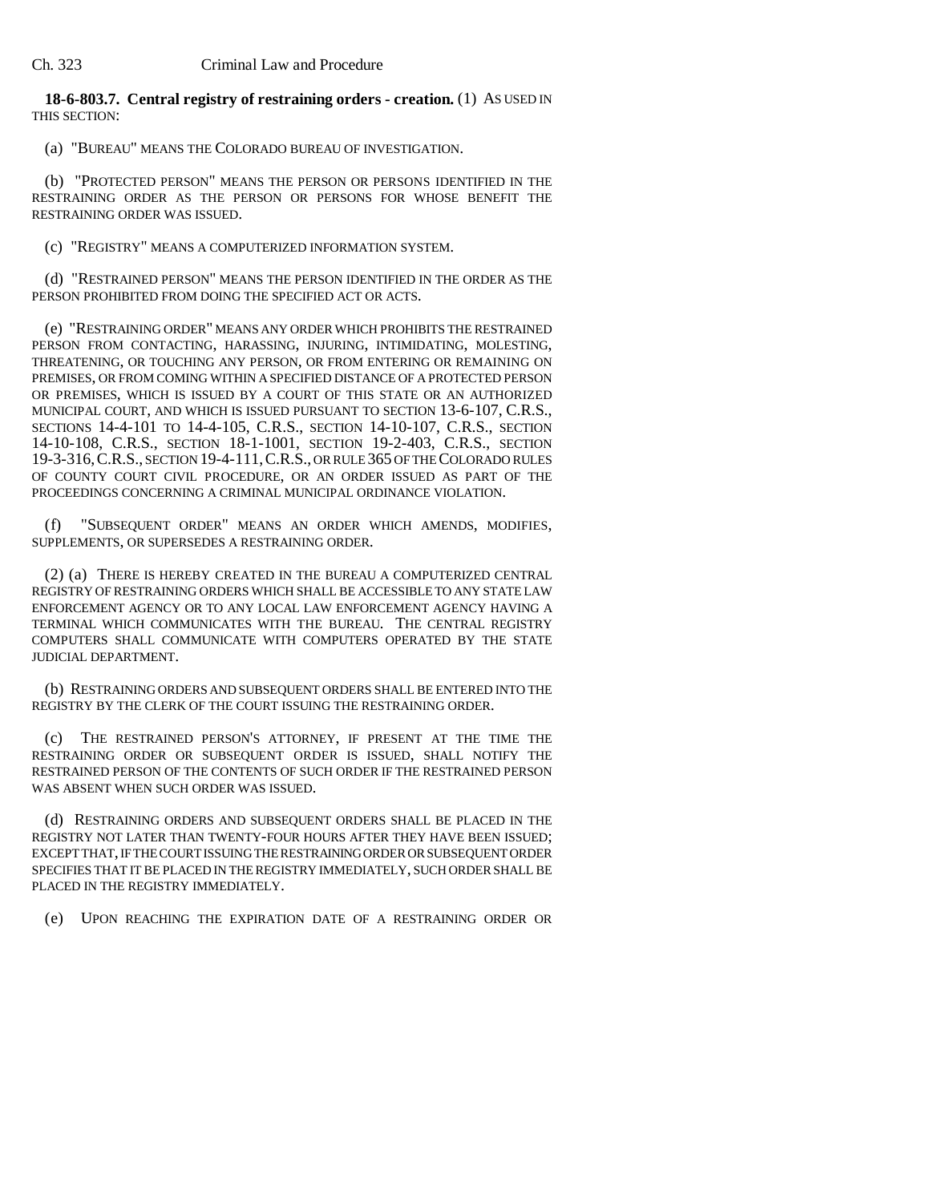**18-6-803.7. Central registry of restraining orders - creation.** (1) AS USED IN THIS SECTION:

(a) "BUREAU" MEANS THE COLORADO BUREAU OF INVESTIGATION.

(b) "PROTECTED PERSON" MEANS THE PERSON OR PERSONS IDENTIFIED IN THE RESTRAINING ORDER AS THE PERSON OR PERSONS FOR WHOSE BENEFIT THE RESTRAINING ORDER WAS ISSUED.

(c) "REGISTRY" MEANS A COMPUTERIZED INFORMATION SYSTEM.

(d) "RESTRAINED PERSON" MEANS THE PERSON IDENTIFIED IN THE ORDER AS THE PERSON PROHIBITED FROM DOING THE SPECIFIED ACT OR ACTS.

(e) "RESTRAINING ORDER" MEANS ANY ORDER WHICH PROHIBITS THE RESTRAINED PERSON FROM CONTACTING, HARASSING, INJURING, INTIMIDATING, MOLESTING, THREATENING, OR TOUCHING ANY PERSON, OR FROM ENTERING OR REMAINING ON PREMISES, OR FROM COMING WITHIN A SPECIFIED DISTANCE OF A PROTECTED PERSON OR PREMISES, WHICH IS ISSUED BY A COURT OF THIS STATE OR AN AUTHORIZED MUNICIPAL COURT, AND WHICH IS ISSUED PURSUANT TO SECTION 13-6-107, C.R.S., SECTIONS 14-4-101 TO 14-4-105, C.R.S., SECTION 14-10-107, C.R.S., SECTION 14-10-108, C.R.S., SECTION 18-1-1001, SECTION 19-2-403, C.R.S., SECTION 19-3-316, C.R.S., SECTION 19-4-111, C.R.S., OR RULE 365 OF THE COLORADO RULES OF COUNTY COURT CIVIL PROCEDURE, OR AN ORDER ISSUED AS PART OF THE PROCEEDINGS CONCERNING A CRIMINAL MUNICIPAL ORDINANCE VIOLATION.

(f) "SUBSEQUENT ORDER" MEANS AN ORDER WHICH AMENDS, MODIFIES, SUPPLEMENTS, OR SUPERSEDES A RESTRAINING ORDER.

(2) (a) THERE IS HEREBY CREATED IN THE BUREAU A COMPUTERIZED CENTRAL REGISTRY OF RESTRAINING ORDERS WHICH SHALL BE ACCESSIBLE TO ANY STATE LAW ENFORCEMENT AGENCY OR TO ANY LOCAL LAW ENFORCEMENT AGENCY HAVING A TERMINAL WHICH COMMUNICATES WITH THE BUREAU. THE CENTRAL REGISTRY COMPUTERS SHALL COMMUNICATE WITH COMPUTERS OPERATED BY THE STATE JUDICIAL DEPARTMENT.

(b) RESTRAINING ORDERS AND SUBSEQUENT ORDERS SHALL BE ENTERED INTO THE REGISTRY BY THE CLERK OF THE COURT ISSUING THE RESTRAINING ORDER.

(c) THE RESTRAINED PERSON'S ATTORNEY, IF PRESENT AT THE TIME THE RESTRAINING ORDER OR SUBSEQUENT ORDER IS ISSUED, SHALL NOTIFY THE RESTRAINED PERSON OF THE CONTENTS OF SUCH ORDER IF THE RESTRAINED PERSON WAS ABSENT WHEN SUCH ORDER WAS ISSUED.

(d) RESTRAINING ORDERS AND SUBSEQUENT ORDERS SHALL BE PLACED IN THE REGISTRY NOT LATER THAN TWENTY-FOUR HOURS AFTER THEY HAVE BEEN ISSUED; EXCEPT THAT, IF THE COURT ISSUING THE RESTRAINING ORDER OR SUBSEQUENT ORDER SPECIFIES THAT IT BE PLACED IN THE REGISTRY IMMEDIATELY, SUCH ORDER SHALL BE PLACED IN THE REGISTRY IMMEDIATELY.

(e) UPON REACHING THE EXPIRATION DATE OF A RESTRAINING ORDER OR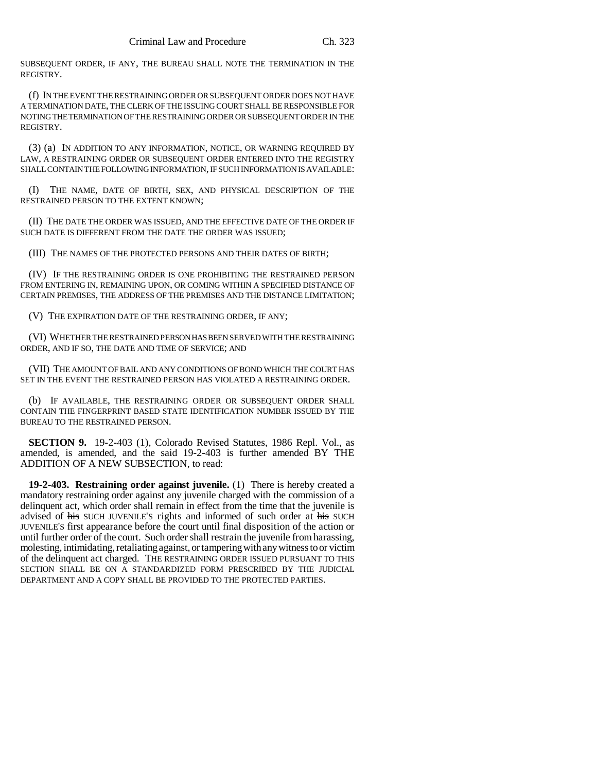SUBSEQUENT ORDER, IF ANY, THE BUREAU SHALL NOTE THE TERMINATION IN THE REGISTRY.

(f) IN THE EVENT THE RESTRAINING ORDER OR SUBSEQUENT ORDER DOES NOT HAVE A TERMINATION DATE, THE CLERK OF THE ISSUING COURT SHALL BE RESPONSIBLE FOR NOTING THE TERMINATION OF THE RESTRAINING ORDER OR SUBSEQUENT ORDER IN THE REGISTRY.

(3) (a) IN ADDITION TO ANY INFORMATION, NOTICE, OR WARNING REQUIRED BY LAW, A RESTRAINING ORDER OR SUBSEQUENT ORDER ENTERED INTO THE REGISTRY SHALL CONTAIN THE FOLLOWING INFORMATION, IF SUCH INFORMATION IS AVAILABLE:

(I) THE NAME, DATE OF BIRTH, SEX, AND PHYSICAL DESCRIPTION OF THE RESTRAINED PERSON TO THE EXTENT KNOWN;

(II) THE DATE THE ORDER WAS ISSUED, AND THE EFFECTIVE DATE OF THE ORDER IF SUCH DATE IS DIFFERENT FROM THE DATE THE ORDER WAS ISSUED;

(III) THE NAMES OF THE PROTECTED PERSONS AND THEIR DATES OF BIRTH;

(IV) IF THE RESTRAINING ORDER IS ONE PROHIBITING THE RESTRAINED PERSON FROM ENTERING IN, REMAINING UPON, OR COMING WITHIN A SPECIFIED DISTANCE OF CERTAIN PREMISES, THE ADDRESS OF THE PREMISES AND THE DISTANCE LIMITATION;

(V) THE EXPIRATION DATE OF THE RESTRAINING ORDER, IF ANY;

(VI) WHETHER THE RESTRAINED PERSON HAS BEEN SERVED WITH THE RESTRAINING ORDER, AND IF SO, THE DATE AND TIME OF SERVICE; AND

(VII) THE AMOUNT OF BAIL AND ANY CONDITIONS OF BOND WHICH THE COURT HAS SET IN THE EVENT THE RESTRAINED PERSON HAS VIOLATED A RESTRAINING ORDER.

(b) IF AVAILABLE, THE RESTRAINING ORDER OR SUBSEQUENT ORDER SHALL CONTAIN THE FINGERPRINT BASED STATE IDENTIFICATION NUMBER ISSUED BY THE BUREAU TO THE RESTRAINED PERSON.

**SECTION 9.** 19-2-403 (1), Colorado Revised Statutes, 1986 Repl. Vol., as amended, is amended, and the said 19-2-403 is further amended BY THE ADDITION OF A NEW SUBSECTION, to read:

**19-2-403. Restraining order against juvenile.** (1) There is hereby created a mandatory restraining order against any juvenile charged with the commission of a delinquent act, which order shall remain in effect from the time that the juvenile is advised of ~~his~~ SUCH JUVENILE'S rights and informed of such order at ~~his~~ SUCH JUVENILE'S first appearance before the court until final disposition of the action or until further order of the court. Such order shall restrain the juvenile from harassing, molesting, intimidating, retaliating against, or tampering with any witness to or victim of the delinquent act charged. THE RESTRAINING ORDER ISSUED PURSUANT TO THIS SECTION SHALL BE ON A STANDARDIZED FORM PRESCRIBED BY THE JUDICIAL DEPARTMENT AND A COPY SHALL BE PROVIDED TO THE PROTECTED PARTIES.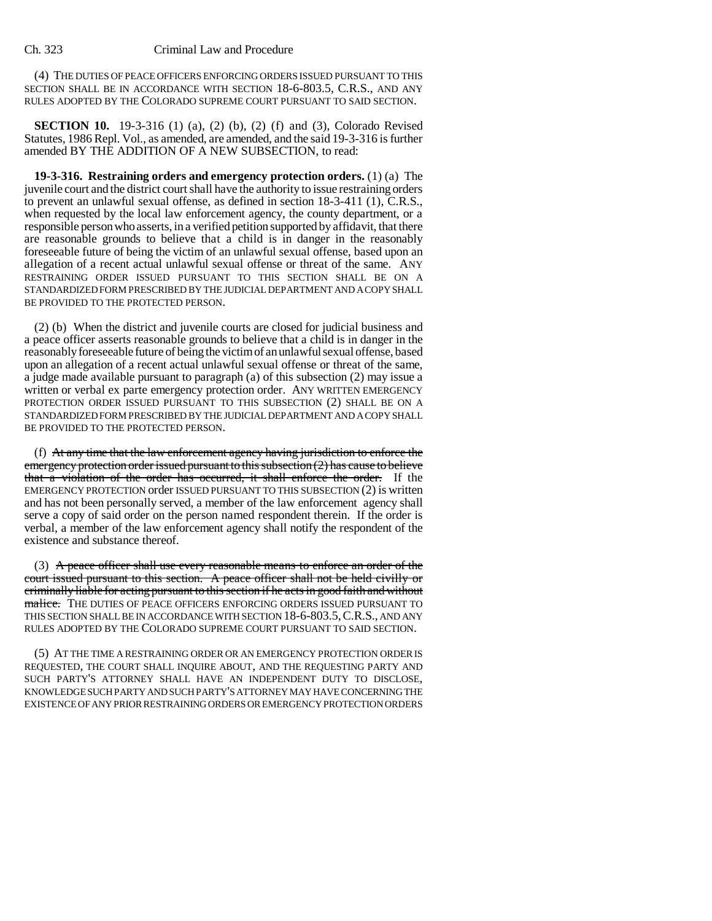(4) THE DUTIES OF PEACE OFFICERS ENFORCING ORDERS ISSUED PURSUANT TO THIS SECTION SHALL BE IN ACCORDANCE WITH SECTION 18-6-803.5, C.R.S., AND ANY RULES ADOPTED BY THE COLORADO SUPREME COURT PURSUANT TO SAID SECTION.

**SECTION 10.** 19-3-316 (1) (a), (2) (b), (2) (f) and (3), Colorado Revised Statutes, 1986 Repl. Vol., as amended, are amended, and the said 19-3-316 is further amended BY THE ADDITION OF A NEW SUBSECTION, to read:

**19-3-316. Restraining orders and emergency protection orders.** (1) (a) The juvenile court and the district court shall have the authority to issue restraining orders to prevent an unlawful sexual offense, as defined in section 18-3-411 (1), C.R.S., when requested by the local law enforcement agency, the county department, or a responsible person who asserts, in a verified petition supported by affidavit, that there are reasonable grounds to believe that a child is in danger in the reasonably foreseeable future of being the victim of an unlawful sexual offense, based upon an allegation of a recent actual unlawful sexual offense or threat of the same. ANY RESTRAINING ORDER ISSUED PURSUANT TO THIS SECTION SHALL BE ON A STANDARDIZED FORM PRESCRIBED BY THE JUDICIAL DEPARTMENT AND A COPY SHALL BE PROVIDED TO THE PROTECTED PERSON.

(2) (b) When the district and juvenile courts are closed for judicial business and a peace officer asserts reasonable grounds to believe that a child is in danger in the reasonably foreseeable future of being the victim of an unlawful sexual offense, based upon an allegation of a recent actual unlawful sexual offense or threat of the same, a judge made available pursuant to paragraph (a) of this subsection (2) may issue a written or verbal ex parte emergency protection order. ANY WRITTEN EMERGENCY PROTECTION ORDER ISSUED PURSUANT TO THIS SUBSECTION (2) SHALL BE ON A STANDARDIZED FORM PRESCRIBED BY THE JUDICIAL DEPARTMENT AND A COPY SHALL BE PROVIDED TO THE PROTECTED PERSON.

(f) ~~At any time that the law enforcement agency having jurisdiction to enforce the emergency protection order issued pursuant to this subsection (2) has cause to believe that a violation of the order has occurred, it shall enforce the order.~~ If the EMERGENCY PROTECTION order ISSUED PURSUANT TO THIS SUBSECTION (2) is written and has not been personally served, a member of the law enforcement agency shall serve a copy of said order on the person named respondent therein. If the order is verbal, a member of the law enforcement agency shall notify the respondent of the existence and substance thereof.

(3) ~~A peace officer shall use every reasonable means to enforce an order of the court issued pursuant to this section. A peace officer shall not be held civilly or criminally liable for acting pursuant to this section if he acts in good faith and without malice.~~ THE DUTIES OF PEACE OFFICERS ENFORCING ORDERS ISSUED PURSUANT TO THIS SECTION SHALL BE IN ACCORDANCE WITH SECTION 18-6-803.5, C.R.S., AND ANY RULES ADOPTED BY THE COLORADO SUPREME COURT PURSUANT TO SAID SECTION.

(5) AT THE TIME A RESTRAINING ORDER OR AN EMERGENCY PROTECTION ORDER IS REQUESTED, THE COURT SHALL INQUIRE ABOUT, AND THE REQUESTING PARTY AND SUCH PARTY'S ATTORNEY SHALL HAVE AN INDEPENDENT DUTY TO DISCLOSE, KNOWLEDGE SUCH PARTY AND SUCH PARTY'S ATTORNEY MAY HAVE CONCERNING THE EXISTENCE OF ANY PRIOR RESTRAINING ORDERS OR EMERGENCY PROTECTION ORDERS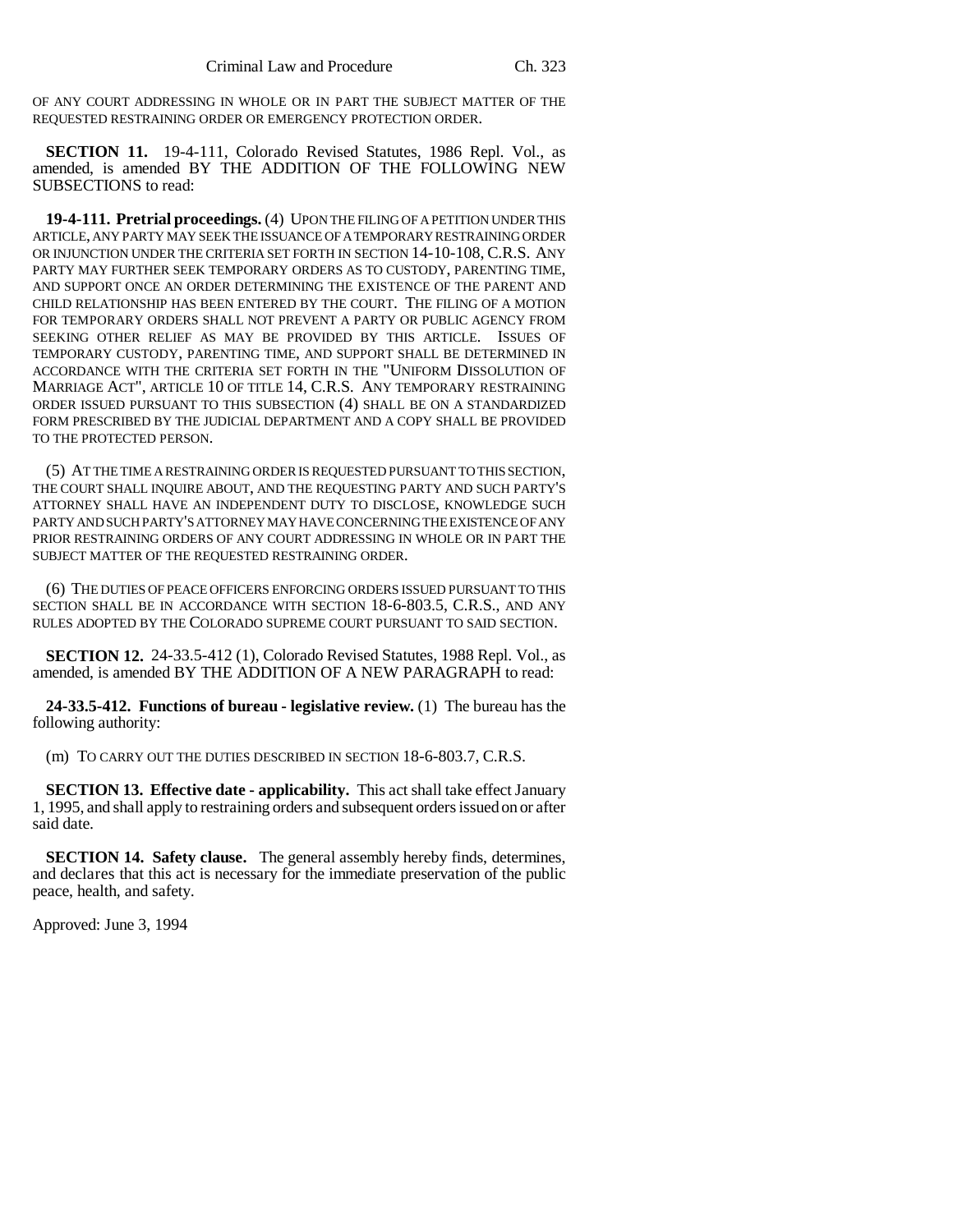OF ANY COURT ADDRESSING IN WHOLE OR IN PART THE SUBJECT MATTER OF THE REQUESTED RESTRAINING ORDER OR EMERGENCY PROTECTION ORDER.

**SECTION 11.** 19-4-111, Colorado Revised Statutes, 1986 Repl. Vol., as amended, is amended BY THE ADDITION OF THE FOLLOWING NEW SUBSECTIONS to read:

**19-4-111. Pretrial proceedings.** (4) UPON THE FILING OF A PETITION UNDER THIS ARTICLE, ANY PARTY MAY SEEK THE ISSUANCE OF A TEMPORARY RESTRAINING ORDER OR INJUNCTION UNDER THE CRITERIA SET FORTH IN SECTION 14-10-108, C.R.S. ANY PARTY MAY FURTHER SEEK TEMPORARY ORDERS AS TO CUSTODY, PARENTING TIME, AND SUPPORT ONCE AN ORDER DETERMINING THE EXISTENCE OF THE PARENT AND CHILD RELATIONSHIP HAS BEEN ENTERED BY THE COURT. THE FILING OF A MOTION FOR TEMPORARY ORDERS SHALL NOT PREVENT A PARTY OR PUBLIC AGENCY FROM SEEKING OTHER RELIEF AS MAY BE PROVIDED BY THIS ARTICLE. ISSUES OF TEMPORARY CUSTODY, PARENTING TIME, AND SUPPORT SHALL BE DETERMINED IN ACCORDANCE WITH THE CRITERIA SET FORTH IN THE "UNIFORM DISSOLUTION OF MARRIAGE ACT", ARTICLE 10 OF TITLE 14, C.R.S. ANY TEMPORARY RESTRAINING ORDER ISSUED PURSUANT TO THIS SUBSECTION (4) SHALL BE ON A STANDARDIZED FORM PRESCRIBED BY THE JUDICIAL DEPARTMENT AND A COPY SHALL BE PROVIDED TO THE PROTECTED PERSON.

(5) AT THE TIME A RESTRAINING ORDER IS REQUESTED PURSUANT TO THIS SECTION, THE COURT SHALL INQUIRE ABOUT, AND THE REQUESTING PARTY AND SUCH PARTY'S ATTORNEY SHALL HAVE AN INDEPENDENT DUTY TO DISCLOSE, KNOWLEDGE SUCH PARTY AND SUCH PARTY'S ATTORNEY MAY HAVE CONCERNING THE EXISTENCE OF ANY PRIOR RESTRAINING ORDERS OF ANY COURT ADDRESSING IN WHOLE OR IN PART THE SUBJECT MATTER OF THE REQUESTED RESTRAINING ORDER.

(6) THE DUTIES OF PEACE OFFICERS ENFORCING ORDERS ISSUED PURSUANT TO THIS SECTION SHALL BE IN ACCORDANCE WITH SECTION 18-6-803.5, C.R.S., AND ANY RULES ADOPTED BY THE COLORADO SUPREME COURT PURSUANT TO SAID SECTION.

**SECTION 12.** 24-33.5-412 (1), Colorado Revised Statutes, 1988 Repl. Vol., as amended, is amended BY THE ADDITION OF A NEW PARAGRAPH to read:

**24-33.5-412. Functions of bureau - legislative review.** (1) The bureau has the following authority:

(m) TO CARRY OUT THE DUTIES DESCRIBED IN SECTION 18-6-803.7, C.R.S.

**SECTION 13. Effective date - applicability.** This act shall take effect January 1, 1995, and shall apply to restraining orders and subsequent orders issued on or after said date.

**SECTION 14. Safety clause.** The general assembly hereby finds, determines, and declares that this act is necessary for the immediate preservation of the public peace, health, and safety.

Approved: June 3, 1994